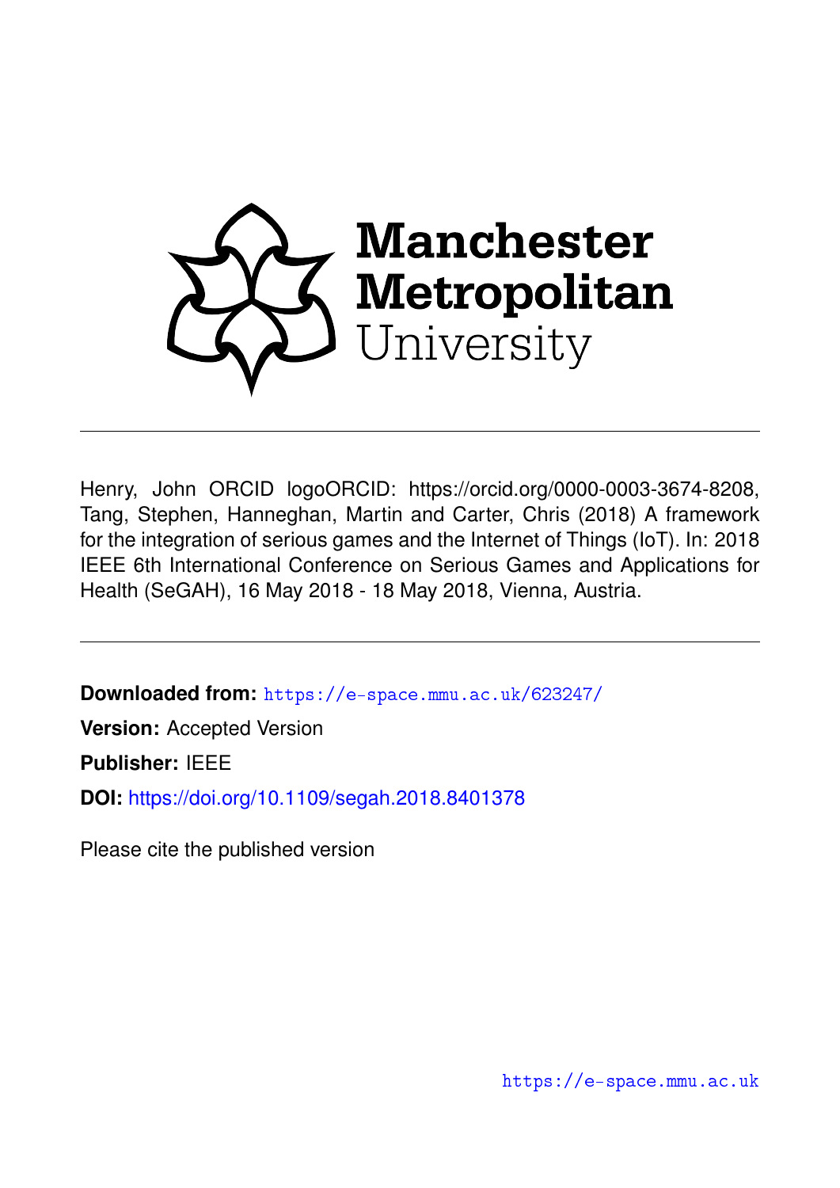Manchester Metropolitan University

Henry, John ORCID logoORCID: https://orcid.org/0000-0003-3674-8208, Tang, Stephen, Hanneghan, Martin and Carter, Chris (2018) A framework for the integration of serious games and the Internet of Things (IoT). In: 2018 IEEE 6th International Conference on Serious Games and Applications for Health (SeGAH), 16 May 2018 - 18 May 2018, Vienna, Austria.

---

**Downloaded from:** https://e-space.mmu.ac.uk/623247/

**Version:** Accepted Version

**Publisher:** IEEE

**DOI:** https://doi.org/10.1109/segah.2018.8401378

Please cite the published version

https://e-space.mmu.ac.uk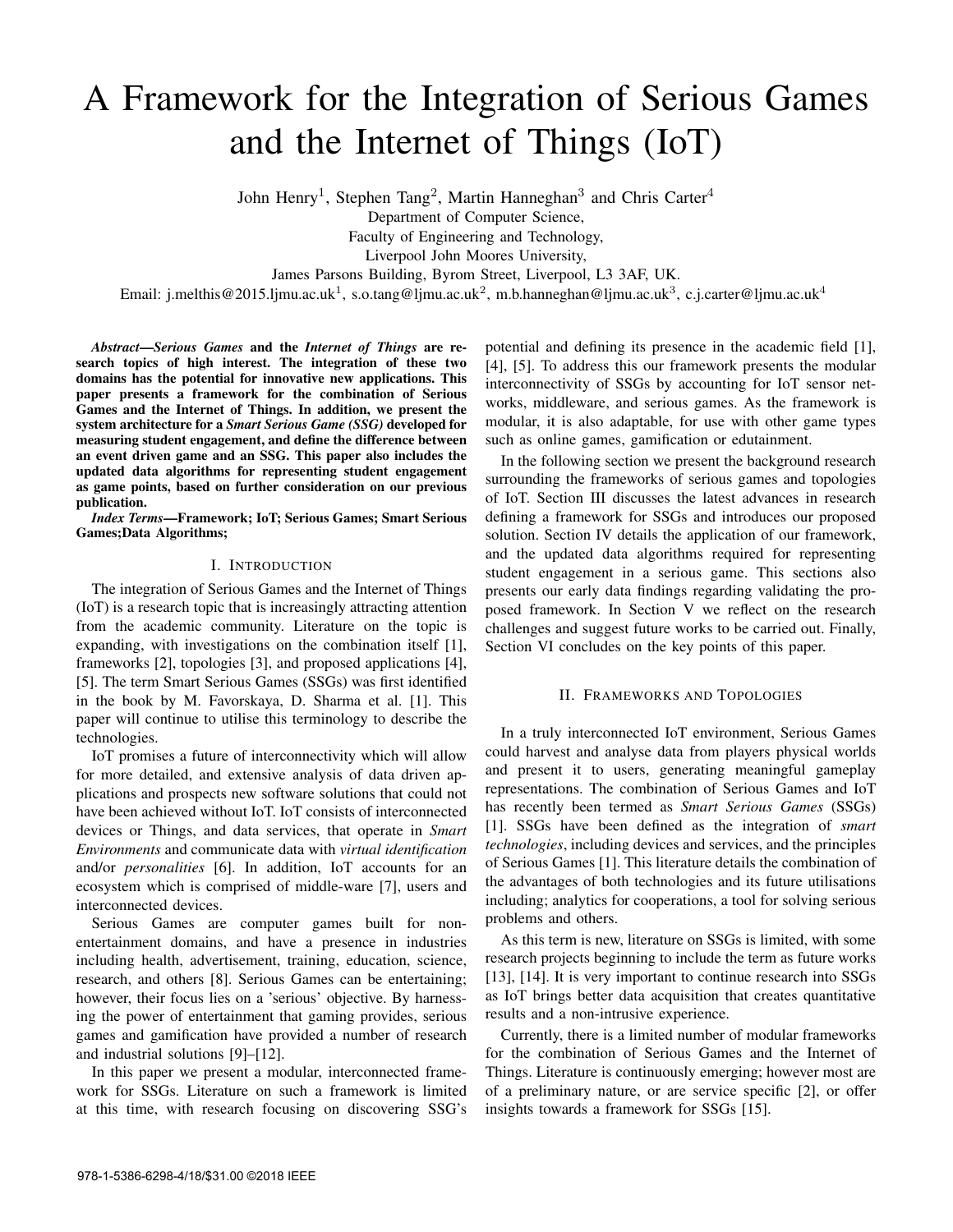# A Framework for the Integration of Serious Games and the Internet of Things (IoT)

John Henry[1], Stephen Tang[2], Martin Hanneghan[3] and Chris Carter[4]
Department of Computer Science,
Faculty of Engineering and Technology,
Liverpool John Moores University,
James Parsons Building, Byrom Street, Liverpool, L3 3AF, UK.
Email: j.melthis@2015.ljmu.ac.uk[1], s.o.tang@ljmu.ac.uk[2], m.b.hanneghan@ljmu.ac.uk[3], c.j.carter@ljmu.ac.uk[4]

***Abstract*—*Serious Games* and the *Internet of Things* are research topics of high interest. The integration of these two domains has the potential for innovative new applications. This paper presents a framework for the combination of Serious Games and the Internet of Things. In addition, we present the system architecture for a *Smart Serious Game (SSG)* developed for measuring student engagement, and define the difference between an event driven game and an SSG. This paper also includes the updated data algorithms for representing student engagement as game points, based on further consideration on our previous publication.**

***Index Terms*—Framework; IoT; Serious Games; Smart Serious Games;Data Algorithms;**

## I. Introduction

The integration of Serious Games and the Internet of Things (IoT) is a research topic that is increasingly attracting attention from the academic community. Literature on the topic is expanding, with investigations on the combination itself [1], frameworks [2], topologies [3], and proposed applications [4], [5]. The term Smart Serious Games (SSGs) was first identified in the book by M. Favorskaya, D. Sharma et al. [1]. This paper will continue to utilise this terminology to describe the technologies.

IoT promises a future of interconnectivity which will allow for more detailed, and extensive analysis of data driven applications and prospects new software solutions that could not have been achieved without IoT. IoT consists of interconnected devices or Things, and data services, that operate in *Smart Environments* and communicate data with *virtual identification* and/or *personalities* [6]. In addition, IoT accounts for an ecosystem which is comprised of middle-ware [7], users and interconnected devices.

Serious Games are computer games built for non-entertainment domains, and have a presence in industries including health, advertisement, training, education, science, research, and others [8]. Serious Games can be entertaining; however, their focus lies on a 'serious' objective. By harnessing the power of entertainment that gaming provides, serious games and gamification have provided a number of research and industrial solutions [9]–[12].

In this paper we present a modular, interconnected framework for SSGs. Literature on such a framework is limited at this time, with research focusing on discovering SSG's potential and defining its presence in the academic field [1], [4], [5]. To address this our framework presents the modular interconnectivity of SSGs by accounting for IoT sensor networks, middleware, and serious games. As the framework is modular, it is also adaptable, for use with other game types such as online games, gamification or edutainment.

In the following section we present the background research surrounding the frameworks of serious games and topologies of IoT. Section III discusses the latest advances in research defining a framework for SSGs and introduces our proposed solution. Section IV details the application of our framework, and the updated data algorithms required for representing student engagement in a serious game. This sections also presents our early data findings regarding validating the proposed framework. In Section V we reflect on the research challenges and suggest future works to be carried out. Finally, Section VI concludes on the key points of this paper.

## II. Frameworks and Topologies

In a truly interconnected IoT environment, Serious Games could harvest and analyse data from players physical worlds and present it to users, generating meaningful gameplay representations. The combination of Serious Games and IoT has recently been termed as *Smart Serious Games* (SSGs) [1]. SSGs have been defined as the integration of *smart technologies*, including devices and services, and the principles of Serious Games [1]. This literature details the combination of the advantages of both technologies and its future utilisations including; analytics for cooperations, a tool for solving serious problems and others.

As this term is new, literature on SSGs is limited, with some research projects beginning to include the term as future works [13], [14]. It is very important to continue research into SSGs as IoT brings better data acquisition that creates quantitative results and a non-intrusive experience.

Currently, there is a limited number of modular frameworks for the combination of Serious Games and the Internet of Things. Literature is continuously emerging; however most are of a preliminary nature, or are service specific [2], or offer insights towards a framework for SSGs [15].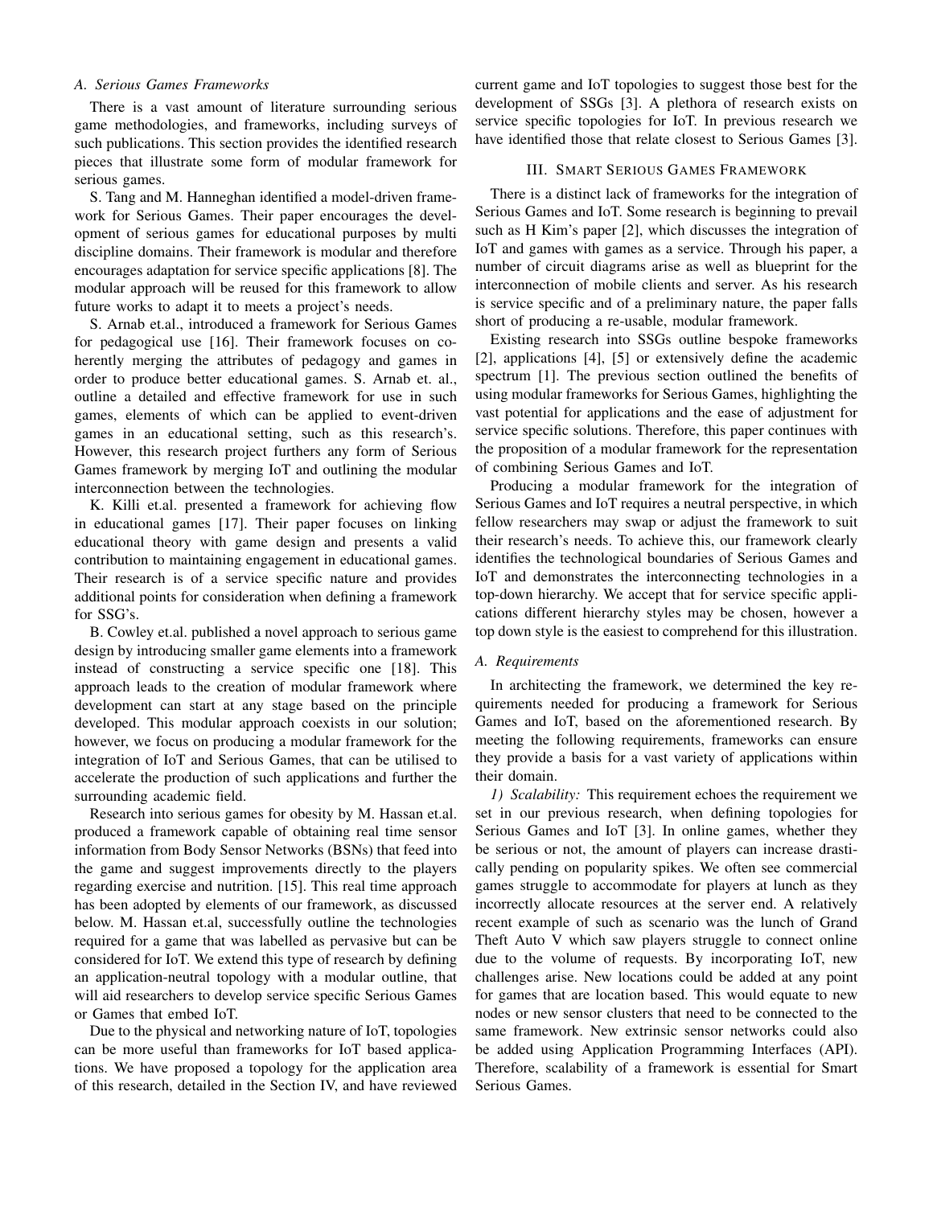### A. Serious Games Frameworks

There is a vast amount of literature surrounding serious game methodologies, and frameworks, including surveys of such publications. This section provides the identified research pieces that illustrate some form of modular framework for serious games.

S. Tang and M. Hanneghan identified a model-driven framework for Serious Games. Their paper encourages the development of serious games for educational purposes by multi discipline domains. Their framework is modular and therefore encourages adaptation for service specific applications [8]. The modular approach will be reused for this framework to allow future works to adapt it to meets a project's needs.

S. Arnab et.al., introduced a framework for Serious Games for pedagogical use [16]. Their framework focuses on coherently merging the attributes of pedagogy and games in order to produce better educational games. S. Arnab et. al., outline a detailed and effective framework for use in such games, elements of which can be applied to event-driven games in an educational setting, such as this research's. However, this research project furthers any form of Serious Games framework by merging IoT and outlining the modular interconnection between the technologies.

K. Killi et.al. presented a framework for achieving flow in educational games [17]. Their paper focuses on linking educational theory with game design and presents a valid contribution to maintaining engagement in educational games. Their research is of a service specific nature and provides additional points for consideration when defining a framework for SSG's.

B. Cowley et.al. published a novel approach to serious game design by introducing smaller game elements into a framework instead of constructing a service specific one [18]. This approach leads to the creation of modular framework where development can start at any stage based on the principle developed. This modular approach coexists in our solution; however, we focus on producing a modular framework for the integration of IoT and Serious Games, that can be utilised to accelerate the production of such applications and further the surrounding academic field.

Research into serious games for obesity by M. Hassan et.al. produced a framework capable of obtaining real time sensor information from Body Sensor Networks (BSNs) that feed into the game and suggest improvements directly to the players regarding exercise and nutrition. [15]. This real time approach has been adopted by elements of our framework, as discussed below. M. Hassan et.al, successfully outline the technologies required for a game that was labelled as pervasive but can be considered for IoT. We extend this type of research by defining an application-neutral topology with a modular outline, that will aid researchers to develop service specific Serious Games or Games that embed IoT.

Due to the physical and networking nature of IoT, topologies can be more useful than frameworks for IoT based applications. We have proposed a topology for the application area of this research, detailed in the Section IV, and have reviewed current game and IoT topologies to suggest those best for the development of SSGs [3]. A plethora of research exists on service specific topologies for IoT. In previous research we have identified those that relate closest to Serious Games [3].

## III. Smart Serious Games Framework

There is a distinct lack of frameworks for the integration of Serious Games and IoT. Some research is beginning to prevail such as H Kim's paper [2], which discusses the integration of IoT and games with games as a service. Through his paper, a number of circuit diagrams arise as well as blueprint for the interconnection of mobile clients and server. As his research is service specific and of a preliminary nature, the paper falls short of producing a re-usable, modular framework.

Existing research into SSGs outline bespoke frameworks [2], applications [4], [5] or extensively define the academic spectrum [1]. The previous section outlined the benefits of using modular frameworks for Serious Games, highlighting the vast potential for applications and the ease of adjustment for service specific solutions. Therefore, this paper continues with the proposition of a modular framework for the representation of combining Serious Games and IoT.

Producing a modular framework for the integration of Serious Games and IoT requires a neutral perspective, in which fellow researchers may swap or adjust the framework to suit their research's needs. To achieve this, our framework clearly identifies the technological boundaries of Serious Games and IoT and demonstrates the interconnecting technologies in a top-down hierarchy. We accept that for service specific applications different hierarchy styles may be chosen, however a top down style is the easiest to comprehend for this illustration.

### A. Requirements

In architecting the framework, we determined the key requirements needed for producing a framework for Serious Games and IoT, based on the aforementioned research. By meeting the following requirements, frameworks can ensure they provide a basis for a vast variety of applications within their domain.

*1) Scalability:* This requirement echoes the requirement we set in our previous research, when defining topologies for Serious Games and IoT [3]. In online games, whether they be serious or not, the amount of players can increase drastically pending on popularity spikes. We often see commercial games struggle to accommodate for players at lunch as they incorrectly allocate resources at the server end. A relatively recent example of such as scenario was the lunch of Grand Theft Auto V which saw players struggle to connect online due to the volume of requests. By incorporating IoT, new challenges arise. New locations could be added at any point for games that are location based. This would equate to new nodes or new sensor clusters that need to be connected to the same framework. New extrinsic sensor networks could also be added using Application Programming Interfaces (API). Therefore, scalability of a framework is essential for Smart Serious Games.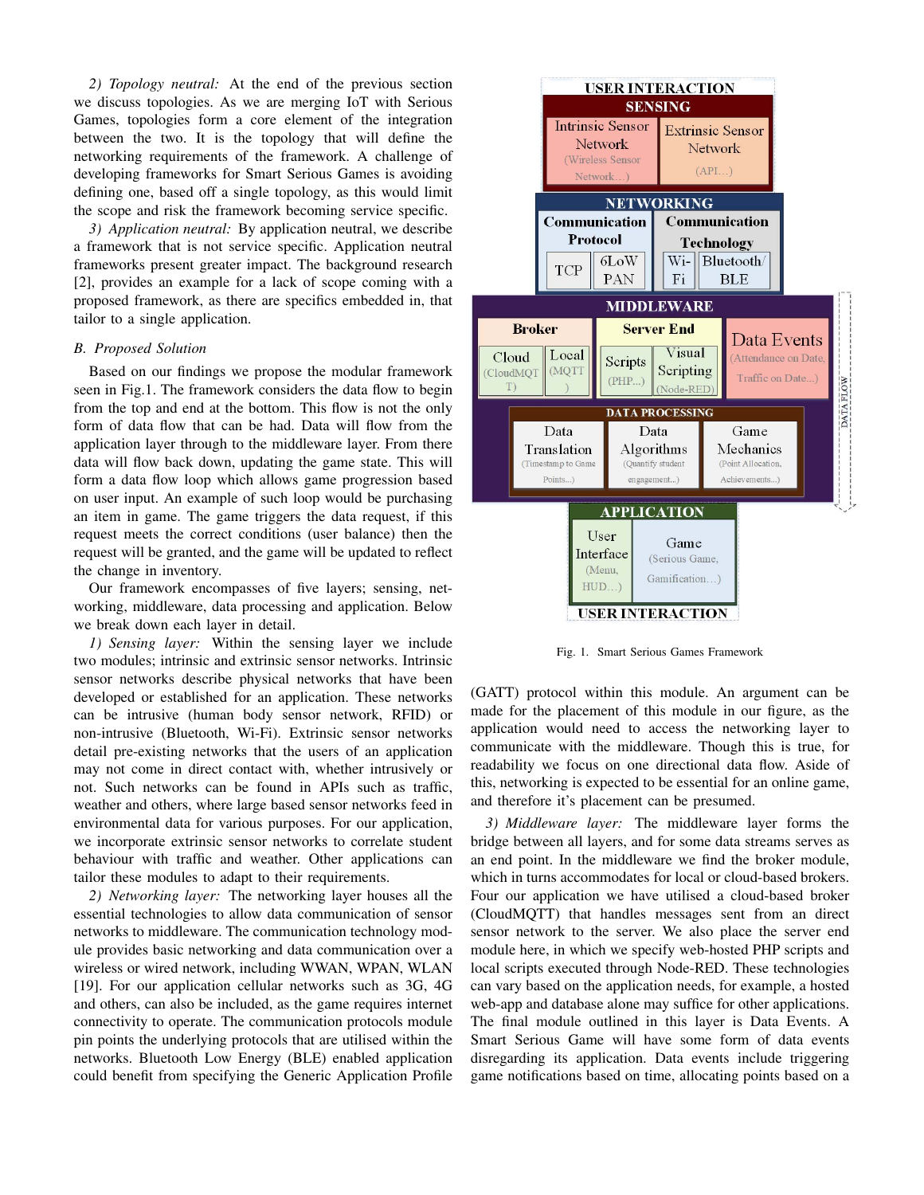*2) Topology neutral:* At the end of the previous section we discuss topologies. As we are merging IoT with Serious Games, topologies form a core element of the integration between the two. It is the topology that will define the networking requirements of the framework. A challenge of developing frameworks for Smart Serious Games is avoiding defining one, based off a single topology, as this would limit the scope and risk the framework becoming service specific.

*3) Application neutral:* By application neutral, we describe a framework that is not service specific. Application neutral frameworks present greater impact. The background research [2], provides an example for a lack of scope coming with a proposed framework, as there are specifics embedded in, that tailor to a single application.

### B. Proposed Solution

Based on our findings we propose the modular framework seen in Fig.1. The framework considers the data flow to begin from the top and end at the bottom. This flow is not the only form of data flow that can be had. Data will flow from the application layer through to the middleware layer. From there data will flow back down, updating the game state. This will form a data flow loop which allows game progression based on user input. An example of such loop would be purchasing an item in game. The game triggers the data request, if this request meets the correct conditions (user balance) then the request will be granted, and the game will be updated to reflect the change in inventory.

Our framework encompasses of five layers; sensing, networking, middleware, data processing and application. Below we break down each layer in detail.

*1) Sensing layer:* Within the sensing layer we include two modules; intrinsic and extrinsic sensor networks. Intrinsic sensor networks describe physical networks that have been developed or established for an application. These networks can be intrusive (human body sensor network, RFID) or non-intrusive (Bluetooth, Wi-Fi). Extrinsic sensor networks detail pre-existing networks that the users of an application may not come in direct contact with, whether intrusively or not. Such networks can be found in APIs such as traffic, weather and others, where large based sensor networks feed in environmental data for various purposes. For our application, we incorporate extrinsic sensor networks to correlate student behaviour with traffic and weather. Other applications can tailor these modules to adapt to their requirements.

*2) Networking layer:* The networking layer houses all the essential technologies to allow data communication of sensor networks to middleware. The communication technology module provides basic networking and data communication over a wireless or wired network, including WWAN, WPAN, WLAN [19]. For our application cellular networks such as 3G, 4G and others, can also be included, as the game requires internet connectivity to operate. The communication protocols module pin points the underlying protocols that are utilised within the networks. Bluetooth Low Energy (BLE) enabled application could benefit from specifying the Generic Application Profile

USER INTERACTION
SENSING
Intrinsic Sensor Network (Wireless Sensor Network...)
Extrinsic Sensor Network (API...)
NETWORKING
Communication Protocol
TCP
6LoWPAN
Communication Technology
Wi-Fi
Bluetooth/ BLE
MIDDLEWARE
Broker
Cloud (CloudMQTT)
Local (MQTT)
Server End
Scripts (PHP...)
Visual Scripting (Node-RED)
Data Events (Attendance on Date, Traffic on Date...)
DATA PROCESSING
Data Translation (Timestamp to Game Points...)
Data Algorithms (Quantify student engagement...)
Game Mechanics (Point Allocation, Achievements...)
DATA FLOW
APPLICATION
User Interface (Menu, HUD...)
Game (Serious Game, Gamification...)
USER INTERACTION

Fig. 1. Smart Serious Games Framework

(GATT) protocol within this module. An argument can be made for the placement of this module in our figure, as the application would need to access the networking layer to communicate with the middleware. Though this is true, for readability we focus on one directional data flow. Aside of this, networking is expected to be essential for an online game, and therefore it's placement can be presumed.

*3) Middleware layer:* The middleware layer forms the bridge between all layers, and for some data streams serves as an end point. In the middleware we find the broker module, which in turns accommodates for local or cloud-based brokers. Four our application we have utilised a cloud-based broker (CloudMQTT) that handles messages sent from an direct sensor network to the server. We also place the server end module here, in which we specify web-hosted PHP scripts and local scripts executed through Node-RED. These technologies can vary based on the application needs, for example, a hosted web-app and database alone may suffice for other applications. The final module outlined in this layer is Data Events. A Smart Serious Game will have some form of data events disregarding its application. Data events include triggering game notifications based on time, allocating points based on a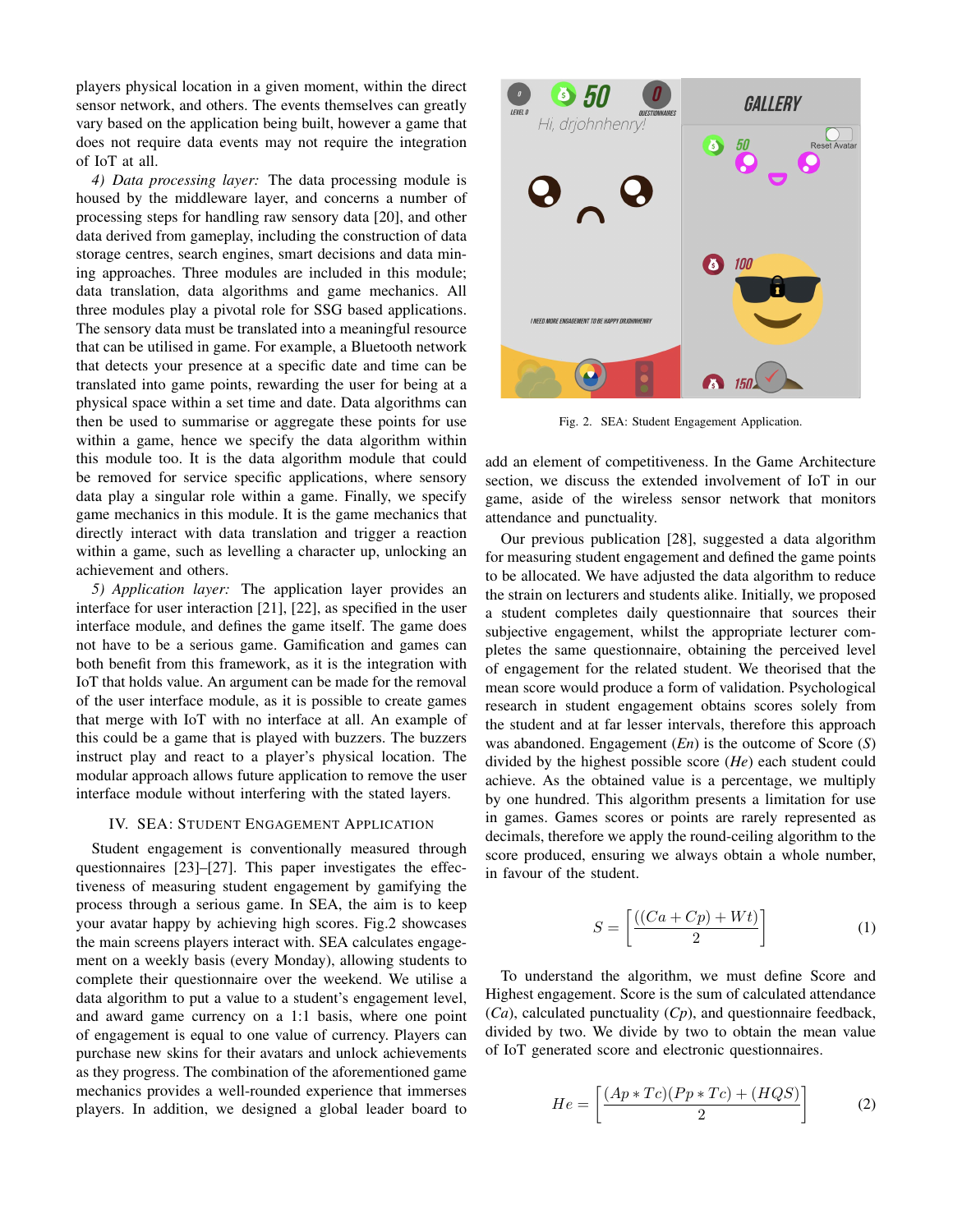players physical location in a given moment, within the direct sensor network, and others. The events themselves can greatly vary based on the application being built, however a game that does not require data events may not require the integration of IoT at all.

*4) Data processing layer:* The data processing module is housed by the middleware layer, and concerns a number of processing steps for handling raw sensory data [20], and other data derived from gameplay, including the construction of data storage centres, search engines, smart decisions and data mining approaches. Three modules are included in this module; data translation, data algorithms and game mechanics. All three modules play a pivotal role for SSG based applications. The sensory data must be translated into a meaningful resource that can be utilised in game. For example, a Bluetooth network that detects your presence at a specific date and time can be translated into game points, rewarding the user for being at a physical space within a set time and date. Data algorithms can then be used to summarise or aggregate these points for use within a game, hence we specify the data algorithm within this module too. It is the data algorithm module that could be removed for service specific applications, where sensory data play a singular role within a game. Finally, we specify game mechanics in this module. It is the game mechanics that directly interact with data translation and trigger a reaction within a game, such as levelling a character up, unlocking an achievement and others.

*5) Application layer:* The application layer provides an interface for user interaction [21], [22], as specified in the user interface module, and defines the game itself. The game does not have to be a serious game. Gamification and games can both benefit from this framework, as it is the integration with IoT that holds value. An argument can be made for the removal of the user interface module, as it is possible to create games that merge with IoT with no interface at all. An example of this could be a game that is played with buzzers. The buzzers instruct play and react to a player's physical location. The modular approach allows future application to remove the user interface module without interfering with the stated layers.

## IV. SEA: Student Engagement Application

Student engagement is conventionally measured through questionnaires [23]–[27]. This paper investigates the effectiveness of measuring student engagement by gamifying the process through a serious game. In SEA, the aim is to keep your avatar happy by achieving high scores. Fig.2 showcases the main screens players interact with. SEA calculates engagement on a weekly basis (every Monday), allowing students to complete their questionnaire over the weekend. We utilise a data algorithm to put a value to a student's engagement level, and award game currency on a 1:1 basis, where one point of engagement is equal to one value of currency. Players can purchase new skins for their avatars and unlock achievements as they progress. The combination of the aforementioned game mechanics provides a well-rounded experience that immerses players. In addition, we designed a global leader board to add an element of competitiveness. In the Game Architecture section, we discuss the extended involvement of IoT in our game, aside of the wireless sensor network that monitors attendance and punctuality.

Fig. 2. SEA: Student Engagement Application.

Our previous publication [28], suggested a data algorithm for measuring student engagement and defined the game points to be allocated. We have adjusted the data algorithm to reduce the strain on lecturers and students alike. Initially, we proposed a student completes daily questionnaire that sources their subjective engagement, whilst the appropriate lecturer completes the same questionnaire, obtaining the perceived level of engagement for the related student. We theorised that the mean score would produce a form of validation. Psychological research in student engagement obtains scores solely from the student and at far lesser intervals, therefore this approach was abandoned. Engagement (*En*) is the outcome of Score (*S*) divided by the highest possible score (*He*) each student could achieve. As the obtained value is a percentage, we multiply by one hundred. This algorithm presents a limitation for use in games. Games scores or points are rarely represented as decimals, therefore we apply the round-ceiling algorithm to the score produced, ensuring we always obtain a whole number, in favour of the student.

$$S = \left\lceil \frac{((Ca + Cp) + Wt)}{2} \right\rceil \tag{1}$$

To understand the algorithm, we must define Score and Highest engagement. Score is the sum of calculated attendance (*Ca*), calculated punctuality (*Cp*), and questionnaire feedback, divided by two. We divide by two to obtain the mean value of IoT generated score and electronic questionnaires.

$$He = \left\lceil \frac{(Ap * Tc)(Pp * Tc) + (HQS)}{2} \right\rceil \tag{2}$$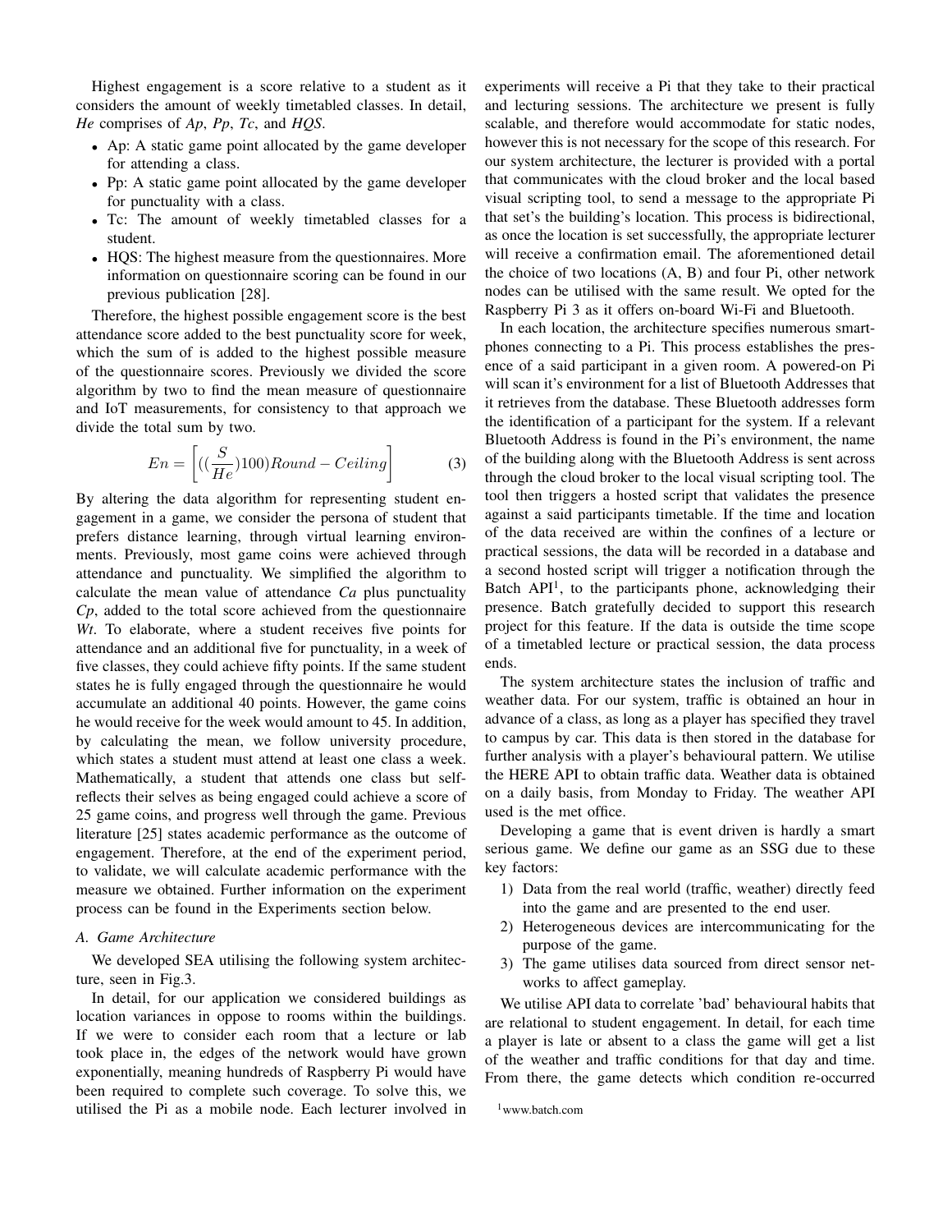Highest engagement is a score relative to a student as it considers the amount of weekly timetabled classes. In detail, *He* comprises of *Ap*, *Pp*, *Tc*, and *HQS*.

- Ap: A static game point allocated by the game developer for attending a class.
- Pp: A static game point allocated by the game developer for punctuality with a class.
- Tc: The amount of weekly timetabled classes for a student.
- HQS: The highest measure from the questionnaires. More information on questionnaire scoring can be found in our previous publication [28].

Therefore, the highest possible engagement score is the best attendance score added to the best punctuality score for week, which the sum of is added to the highest possible measure of the questionnaire scores. Previously we divided the score algorithm by two to find the mean measure of questionnaire and IoT measurements, for consistency to that approach we divide the total sum by two.

$$En = \left[ ((\frac{S}{He})100) Round - Ceiling \right] \tag{3}$$

By altering the data algorithm for representing student engagement in a game, we consider the persona of student that prefers distance learning, through virtual learning environments. Previously, most game coins were achieved through attendance and punctuality. We simplified the algorithm to calculate the mean value of attendance *Ca* plus punctuality *Cp*, added to the total score achieved from the questionnaire *Wt*. To elaborate, where a student receives five points for attendance and an additional five for punctuality, in a week of five classes, they could achieve fifty points. If the same student states he is fully engaged through the questionnaire he would accumulate an additional 40 points. However, the game coins he would receive for the week would amount to 45. In addition, by calculating the mean, we follow university procedure, which states a student must attend at least one class a week. Mathematically, a student that attends one class but self-reflects their selves as being engaged could achieve a score of 25 game coins, and progress well through the game. Previous literature [25] states academic performance as the outcome of engagement. Therefore, at the end of the experiment period, to validate, we will calculate academic performance with the measure we obtained. Further information on the experiment process can be found in the Experiments section below.

### A. Game Architecture

We developed SEA utilising the following system architecture, seen in Fig.3.

In detail, for our application we considered buildings as location variances in oppose to rooms within the buildings. If we were to consider each room that a lecture or lab took place in, the edges of the network would have grown exponentially, meaning hundreds of Raspberry Pi would have been required to complete such coverage. To solve this, we utilised the Pi as a mobile node. Each lecturer involved in experiments will receive a Pi that they take to their practical and lecturing sessions. The architecture we present is fully scalable, and therefore would accommodate for static nodes, however this is not necessary for the scope of this research. For our system architecture, the lecturer is provided with a portal that communicates with the cloud broker and the local based visual scripting tool, to send a message to the appropriate Pi that set's the building's location. This process is bidirectional, as once the location is set successfully, the appropriate lecturer will receive a confirmation email. The aforementioned detail the choice of two locations (A, B) and four Pi, other network nodes can be utilised with the same result. We opted for the Raspberry Pi 3 as it offers on-board Wi-Fi and Bluetooth.

In each location, the architecture specifies numerous smartphones connecting to a Pi. This process establishes the presence of a said participant in a given room. A powered-on Pi will scan it's environment for a list of Bluetooth Addresses that it retrieves from the database. These Bluetooth addresses form the identification of a participant for the system. If a relevant Bluetooth Address is found in the Pi's environment, the name of the building along with the Bluetooth Address is sent across through the cloud broker to the local visual scripting tool. The tool then triggers a hosted script that validates the presence against a said participants timetable. If the time and location of the data received are within the confines of a lecture or practical sessions, the data will be recorded in a database and a second hosted script will trigger a notification through the Batch API[1], to the participants phone, acknowledging their presence. Batch gratefully decided to support this research project for this feature. If the data is outside the time scope of a timetabled lecture or practical session, the data process ends.

The system architecture states the inclusion of traffic and weather data. For our system, traffic is obtained an hour in advance of a class, as long as a player has specified they travel to campus by car. This data is then stored in the database for further analysis with a player's behavioural pattern. We utilise the HERE API to obtain traffic data. Weather data is obtained on a daily basis, from Monday to Friday. The weather API used is the met office.

Developing a game that is event driven is hardly a smart serious game. We define our game as an SSG due to these key factors:

1) Data from the real world (traffic, weather) directly feed into the game and are presented to the end user.
2) Heterogeneous devices are intercommunicating for the purpose of the game.
3) The game utilises data sourced from direct sensor networks to affect gameplay.

We utilise API data to correlate 'bad' behavioural habits that are relational to student engagement. In detail, for each time a player is late or absent to a class the game will get a list of the weather and traffic conditions for that day and time. From there, the game detects which condition re-occurred

[1] www.batch.com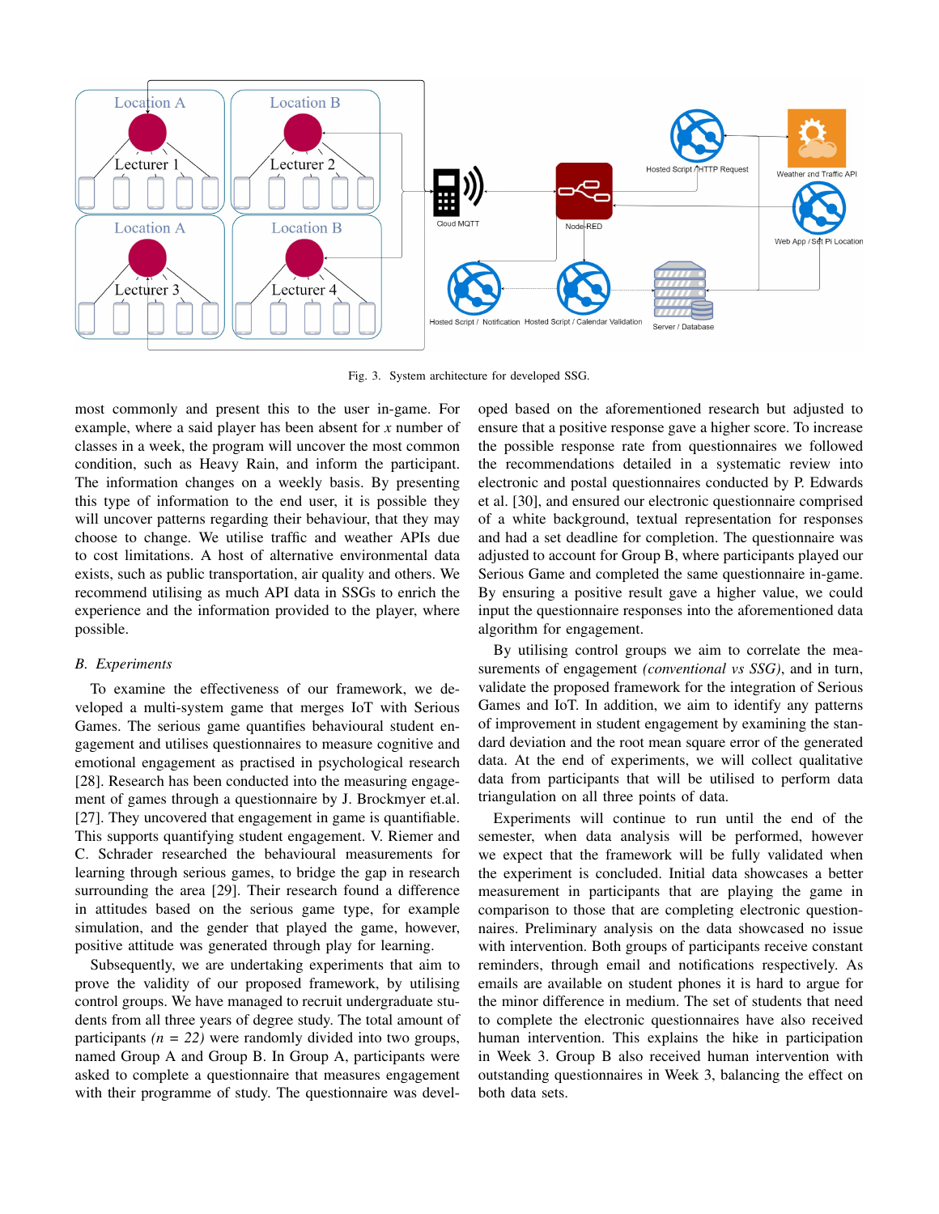Fig. 3. System architecture for developed SSG.

most commonly and present this to the user in-game. For example, where a said player has been absent for *x* number of classes in a week, the program will uncover the most common condition, such as Heavy Rain, and inform the participant. The information changes on a weekly basis. By presenting this type of information to the end user, it is possible they will uncover patterns regarding their behaviour, that they may choose to change. We utilise traffic and weather APIs due to cost limitations. A host of alternative environmental data exists, such as public transportation, air quality and others. We recommend utilising as much API data in SSGs to enrich the experience and the information provided to the player, where possible.

### B. Experiments

To examine the effectiveness of our framework, we developed a multi-system game that merges IoT with Serious Games. The serious game quantifies behavioural student engagement and utilises questionnaires to measure cognitive and emotional engagement as practised in psychological research [28]. Research has been conducted into the measuring engagement of games through a questionnaire by J. Brockmyer et.al. [27]. They uncovered that engagement in game is quantifiable. This supports quantifying student engagement. V. Riemer and C. Schrader researched the behavioural measurements for learning through serious games, to bridge the gap in research surrounding the area [29]. Their research found a difference in attitudes based on the serious game type, for example simulation, and the gender that played the game, however, positive attitude was generated through play for learning.

Subsequently, we are undertaking experiments that aim to prove the validity of our proposed framework, by utilising control groups. We have managed to recruit undergraduate students from all three years of degree study. The total amount of participants *(n = 22)* were randomly divided into two groups, named Group A and Group B. In Group A, participants were asked to complete a questionnaire that measures engagement with their programme of study. The questionnaire was developed based on the aforementioned research but adjusted to ensure that a positive response gave a higher score. To increase the possible response rate from questionnaires we followed the recommendations detailed in a systematic review into electronic and postal questionnaires conducted by P. Edwards et al. [30], and ensured our electronic questionnaire comprised of a white background, textual representation for responses and had a set deadline for completion. The questionnaire was adjusted to account for Group B, where participants played our Serious Game and completed the same questionnaire in-game. By ensuring a positive result gave a higher value, we could input the questionnaire responses into the aforementioned data algorithm for engagement.

By utilising control groups we aim to correlate the measurements of engagement *(conventional vs SSG)*, and in turn, validate the proposed framework for the integration of Serious Games and IoT. In addition, we aim to identify any patterns of improvement in student engagement by examining the standard deviation and the root mean square error of the generated data. At the end of experiments, we will collect qualitative data from participants that will be utilised to perform data triangulation on all three points of data.

Experiments will continue to run until the end of the semester, when data analysis will be performed, however we expect that the framework will be fully validated when the experiment is concluded. Initial data showcases a better measurement in participants that are playing the game in comparison to those that are completing electronic questionnaires. Preliminary analysis on the data showcased no issue with intervention. Both groups of participants receive constant reminders, through email and notifications respectively. As emails are available on student phones it is hard to argue for the minor difference in medium. The set of students that need to complete the electronic questionnaires have also received human intervention. This explains the hike in participation in Week 3. Group B also received human intervention with outstanding questionnaires in Week 3, balancing the effect on both data sets.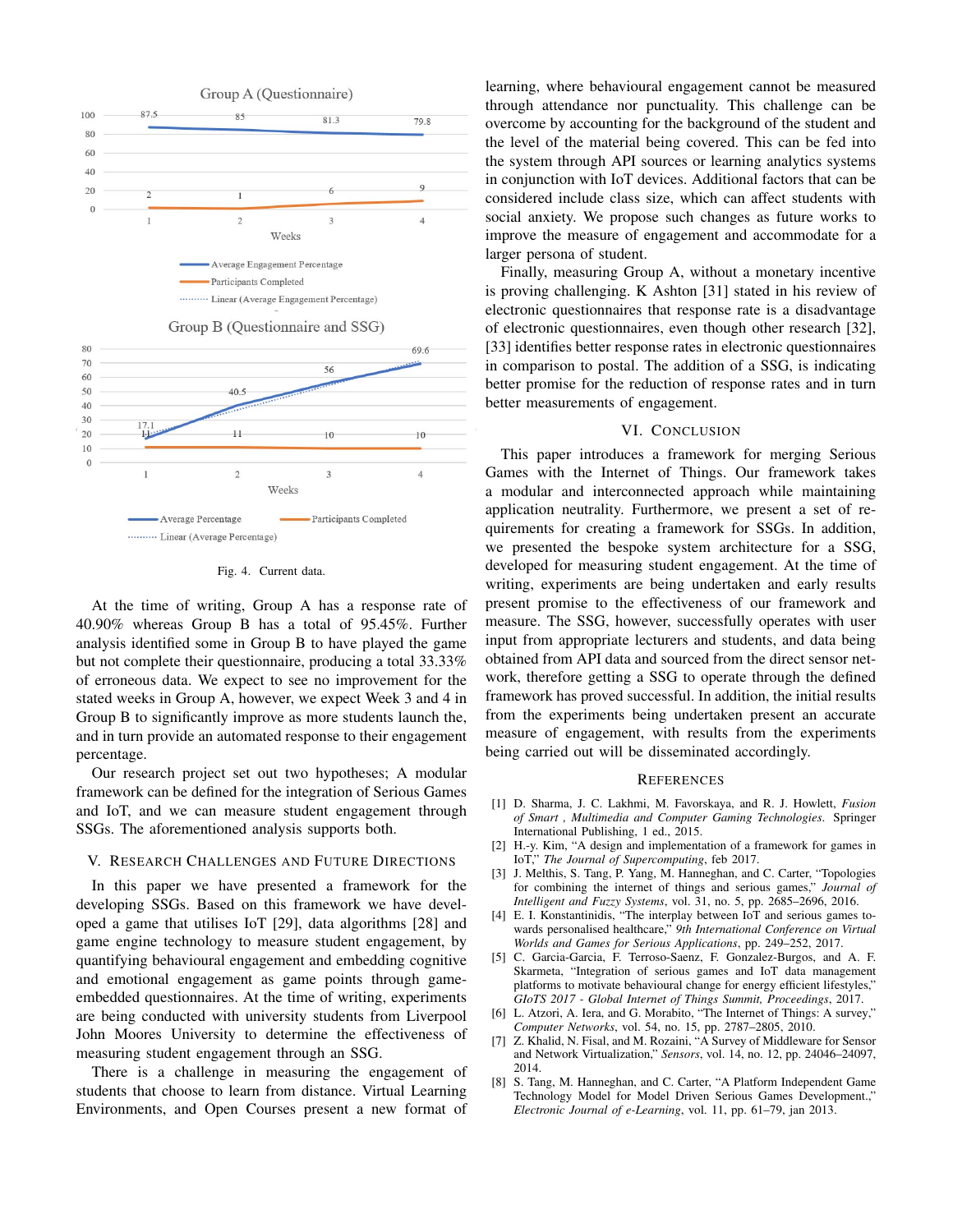Fig. 4. Current data.

At the time of writing, Group A has a response rate of 40.90% whereas Group B has a total of 95.45%. Further analysis identified some in Group B to have played the game but not complete their questionnaire, producing a total 33.33% of erroneous data. We expect to see no improvement for the stated weeks in Group A, however, we expect Week 3 and 4 in Group B to significantly improve as more students launch the, and in turn provide an automated response to their engagement percentage.

Our research project set out two hypotheses; A modular framework can be defined for the integration of Serious Games and IoT, and we can measure student engagement through SSGs. The aforementioned analysis supports both.

## V. Research Challenges and Future Directions

In this paper we have presented a framework for the developing SSGs. Based on this framework we have developed a game that utilises IoT [29], data algorithms [28] and game engine technology to measure student engagement, by quantifying behavioural engagement and embedding cognitive and emotional engagement as game points through game-embedded questionnaires. At the time of writing, experiments are being conducted with university students from Liverpool John Moores University to determine the effectiveness of measuring student engagement through an SSG.

There is a challenge in measuring the engagement of students that choose to learn from distance. Virtual Learning Environments, and Open Courses present a new format of learning, where behavioural engagement cannot be measured through attendance nor punctuality. This challenge can be overcome by accounting for the background of the student and the level of the material being covered. This can be fed into the system through API sources or learning analytics systems in conjunction with IoT devices. Additional factors that can be considered include class size, which can affect students with social anxiety. We propose such changes as future works to improve the measure of engagement and accommodate for a larger persona of student.

Finally, measuring Group A, without a monetary incentive is proving challenging. K Ashton [31] stated in his review of electronic questionnaires that response rate is a disadvantage of electronic questionnaires, even though other research [32], [33] identifies better response rates in electronic questionnaires in comparison to postal. The addition of a SSG, is indicating better promise for the reduction of response rates and in turn better measurements of engagement.

## VI. Conclusion

This paper introduces a framework for merging Serious Games with the Internet of Things. Our framework takes a modular and interconnected approach while maintaining application neutrality. Furthermore, we present a set of requirements for creating a framework for SSGs. In addition, we presented the bespoke system architecture for a SSG, developed for measuring student engagement. At the time of writing, experiments are being undertaken and early results present promise to the effectiveness of our framework and measure. The SSG, however, successfully operates with user input from appropriate lecturers and students, and data being obtained from API data and sourced from the direct sensor network, therefore getting a SSG to operate through the defined framework has proved successful. In addition, the initial results from the experiments being undertaken present an accurate measure of engagement, with results from the experiments being carried out will be disseminated accordingly.

## References

[1] D. Sharma, J. C. Lakhmi, M. Favorskaya, and R. J. Howlett, *Fusion of Smart , Multimedia and Computer Gaming Technologies*. Springer International Publishing, 1 ed., 2015.

[2] H.-y. Kim, "A design and implementation of a framework for games in IoT," *The Journal of Supercomputing*, feb 2017.

[3] J. Melthis, S. Tang, P. Yang, M. Hanneghan, and C. Carter, "Topologies for combining the internet of things and serious games," *Journal of Intelligent and Fuzzy Systems*, vol. 31, no. 5, pp. 2685–2696, 2016.

[4] E. I. Konstantinidis, "The interplay between IoT and serious games towards personalised healthcare," *9th International Conference on Virtual Worlds and Games for Serious Applications*, pp. 249–252, 2017.

[5] C. Garcia-Garcia, F. Terroso-Saenz, F. Gonzalez-Burgos, and A. F. Skarmeta, "Integration of serious games and IoT data management platforms to motivate behavioural change for energy efficient lifestyles," *GIoTS 2017 - Global Internet of Things Summit, Proceedings*, 2017.

[6] L. Atzori, A. Iera, and G. Morabito, "The Internet of Things: A survey," *Computer Networks*, vol. 54, no. 15, pp. 2787–2805, 2010.

[7] Z. Khalid, N. Fisal, and M. Rozaini, "A Survey of Middleware for Sensor and Network Virtualization," *Sensors*, vol. 14, no. 12, pp. 24046–24097, 2014.

[8] S. Tang, M. Hanneghan, and C. Carter, "A Platform Independent Game Technology Model for Model Driven Serious Games Development.," *Electronic Journal of e-Learning*, vol. 11, pp. 61–79, jan 2013.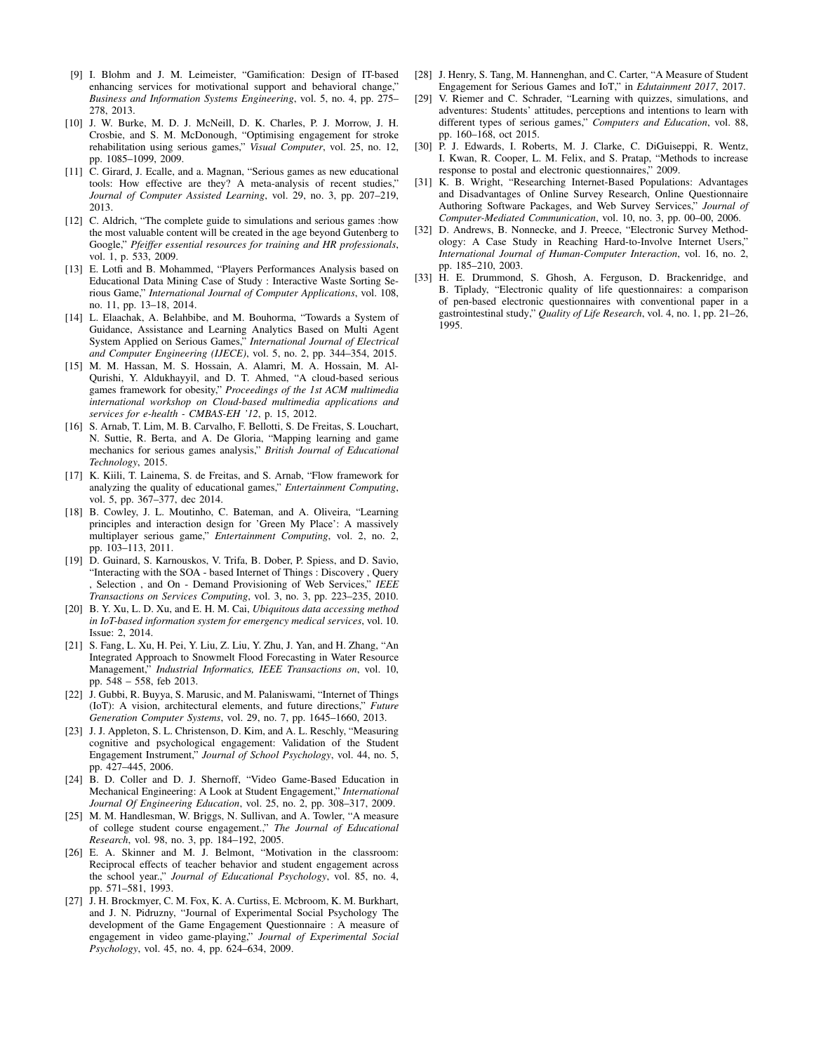[9] I. Blohm and J. M. Leimeister, "Gamification: Design of IT-based enhancing services for motivational support and behavioral change," *Business and Information Systems Engineering*, vol. 5, no. 4, pp. 275–278, 2013.

[10] J. W. Burke, M. D. J. McNeill, D. K. Charles, P. J. Morrow, J. H. Crosbie, and S. M. McDonough, "Optimising engagement for stroke rehabilitation using serious games," *Visual Computer*, vol. 25, no. 12, pp. 1085–1099, 2009.

[11] C. Girard, J. Ecalle, and a. Magnan, "Serious games as new educational tools: How effective are they? A meta-analysis of recent studies," *Journal of Computer Assisted Learning*, vol. 29, no. 3, pp. 207–219, 2013.

[12] C. Aldrich, "The complete guide to simulations and serious games :how the most valuable content will be created in the age beyond Gutenberg to Google," *Pfeiffer essential resources for training and HR professionals*, vol. 1, p. 533, 2009.

[13] E. Lotfi and B. Mohammed, "Players Performances Analysis based on Educational Data Mining Case of Study : Interactive Waste Sorting Serious Game," *International Journal of Computer Applications*, vol. 108, no. 11, pp. 13–18, 2014.

[14] L. Elaachak, A. Belahbibe, and M. Bouhorma, "Towards a System of Guidance, Assistance and Learning Analytics Based on Multi Agent System Applied on Serious Games," *International Journal of Electrical and Computer Engineering (IJECE)*, vol. 5, no. 2, pp. 344–354, 2015.

[15] M. M. Hassan, M. S. Hossain, A. Alamri, M. A. Hossain, M. Al-Qurishi, Y. Aldukhayyil, and D. T. Ahmed, "A cloud-based serious games framework for obesity," *Proceedings of the 1st ACM multimedia international workshop on Cloud-based multimedia applications and services for e-health - CMBAS-EH '12*, p. 15, 2012.

[16] S. Arnab, T. Lim, M. B. Carvalho, F. Bellotti, S. De Freitas, S. Louchart, N. Suttie, R. Berta, and A. De Gloria, "Mapping learning and game mechanics for serious games analysis," *British Journal of Educational Technology*, 2015.

[17] K. Kiili, T. Lainema, S. de Freitas, and S. Arnab, "Flow framework for analyzing the quality of educational games," *Entertainment Computing*, vol. 5, pp. 367–377, dec 2014.

[18] B. Cowley, J. L. Moutinho, C. Bateman, and A. Oliveira, "Learning principles and interaction design for 'Green My Place': A massively multiplayer serious game," *Entertainment Computing*, vol. 2, no. 2, pp. 103–113, 2011.

[19] D. Guinard, S. Karnouskos, V. Trifa, B. Dober, P. Spiess, and D. Savio, "Interacting with the SOA - based Internet of Things : Discovery , Query , Selection , and On - Demand Provisioning of Web Services," *IEEE Transactions on Services Computing*, vol. 3, no. 3, pp. 223–235, 2010.

[20] B. Y. Xu, L. D. Xu, and E. H. M. Cai, *Ubiquitous data accessing method in IoT-based information system for emergency medical services*, vol. 10. Issue: 2, 2014.

[21] S. Fang, L. Xu, H. Pei, Y. Liu, Z. Liu, Y. Zhu, J. Yan, and H. Zhang, "An Integrated Approach to Snowmelt Flood Forecasting in Water Resource Management," *Industrial Informatics, IEEE Transactions on*, vol. 10, pp. 548 – 558, feb 2013.

[22] J. Gubbi, R. Buyya, S. Marusic, and M. Palaniswami, "Internet of Things (IoT): A vision, architectural elements, and future directions," *Future Generation Computer Systems*, vol. 29, no. 7, pp. 1645–1660, 2013.

[23] J. J. Appleton, S. L. Christenson, D. Kim, and A. L. Reschly, "Measuring cognitive and psychological engagement: Validation of the Student Engagement Instrument," *Journal of School Psychology*, vol. 44, no. 5, pp. 427–445, 2006.

[24] B. D. Coller and D. J. Shernoff, "Video Game-Based Education in Mechanical Engineering: A Look at Student Engagement," *International Journal Of Engineering Education*, vol. 25, no. 2, pp. 308–317, 2009.

[25] M. M. Handlesman, W. Briggs, N. Sullivan, and A. Towler, "A measure of college student course engagement.," *The Journal of Educational Research*, vol. 98, no. 3, pp. 184–192, 2005.

[26] E. A. Skinner and M. J. Belmont, "Motivation in the classroom: Reciprocal effects of teacher behavior and student engagement across the school year.," *Journal of Educational Psychology*, vol. 85, no. 4, pp. 571–581, 1993.

[27] J. H. Brockmyer, C. M. Fox, K. A. Curtiss, E. Mcbroom, K. M. Burkhart, and J. N. Pidruzny, "Journal of Experimental Social Psychology The development of the Game Engagement Questionnaire : A measure of engagement in video game-playing," *Journal of Experimental Social Psychology*, vol. 45, no. 4, pp. 624–634, 2009.

[28] J. Henry, S. Tang, M. Hannenghan, and C. Carter, "A Measure of Student Engagement for Serious Games and IoT," in *Edutainment 2017*, 2017.

[29] V. Riemer and C. Schrader, "Learning with quizzes, simulations, and adventures: Students' attitudes, perceptions and intentions to learn with different types of serious games," *Computers and Education*, vol. 88, pp. 160–168, oct 2015.

[30] P. J. Edwards, I. Roberts, M. J. Clarke, C. DiGuiseppi, R. Wentz, I. Kwan, R. Cooper, L. M. Felix, and S. Pratap, "Methods to increase response to postal and electronic questionnaires," 2009.

[31] K. B. Wright, "Researching Internet-Based Populations: Advantages and Disadvantages of Online Survey Research, Online Questionnaire Authoring Software Packages, and Web Survey Services," *Journal of Computer-Mediated Communication*, vol. 10, no. 3, pp. 00–00, 2006.

[32] D. Andrews, B. Nonnecke, and J. Preece, "Electronic Survey Methodology: A Case Study in Reaching Hard-to-Involve Internet Users," *International Journal of Human-Computer Interaction*, vol. 16, no. 2, pp. 185–210, 2003.

[33] H. E. Drummond, S. Ghosh, A. Ferguson, D. Brackenridge, and B. Tiplady, "Electronic quality of life questionnaires: a comparison of pen-based electronic questionnaires with conventional paper in a gastrointestinal study," *Quality of Life Research*, vol. 4, no. 1, pp. 21–26, 1995.